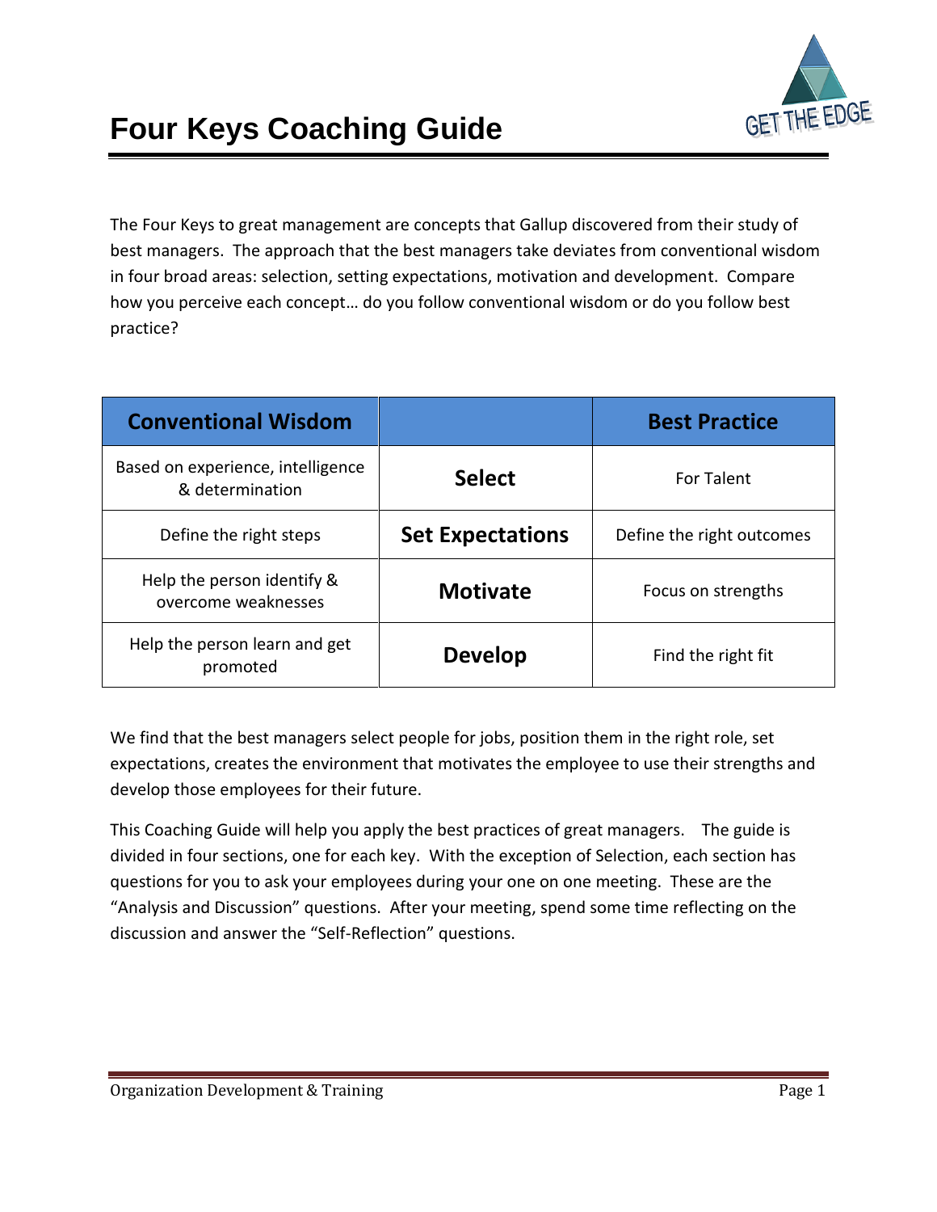# Four Keys Coaching Guide

The Four Keys to great management are concepts that Gallup discovered from their study of best managers. The approach that the best managers take deviates from conventional wisdom in four broad areas: selection, setting expectations, motivation and development. Compare how you perceive each concept… do you follow conventional wisdom or do you follow best practice?

| Conventional Wisdom | | Best Practice |
|---|---|---|
| Based on experience, intelligence & determination | **Select** | For Talent |
| Define the right steps | **Set Expectations** | Define the right outcomes |
| Help the person identify & overcome weaknesses | **Motivate** | Focus on strengths |
| Help the person learn and get promoted | **Develop** | Find the right fit |

We find that the best managers select people for jobs, position them in the right role, set expectations, creates the environment that motivates the employee to use their strengths and develop those employees for their future.

This Coaching Guide will help you apply the best practices of great managers. The guide is divided in four sections, one for each key. With the exception of Selection, each section has questions for you to ask your employees during your one on one meeting. These are the "Analysis and Discussion" questions. After your meeting, spend some time reflecting on the discussion and answer the "Self-Reflection" questions.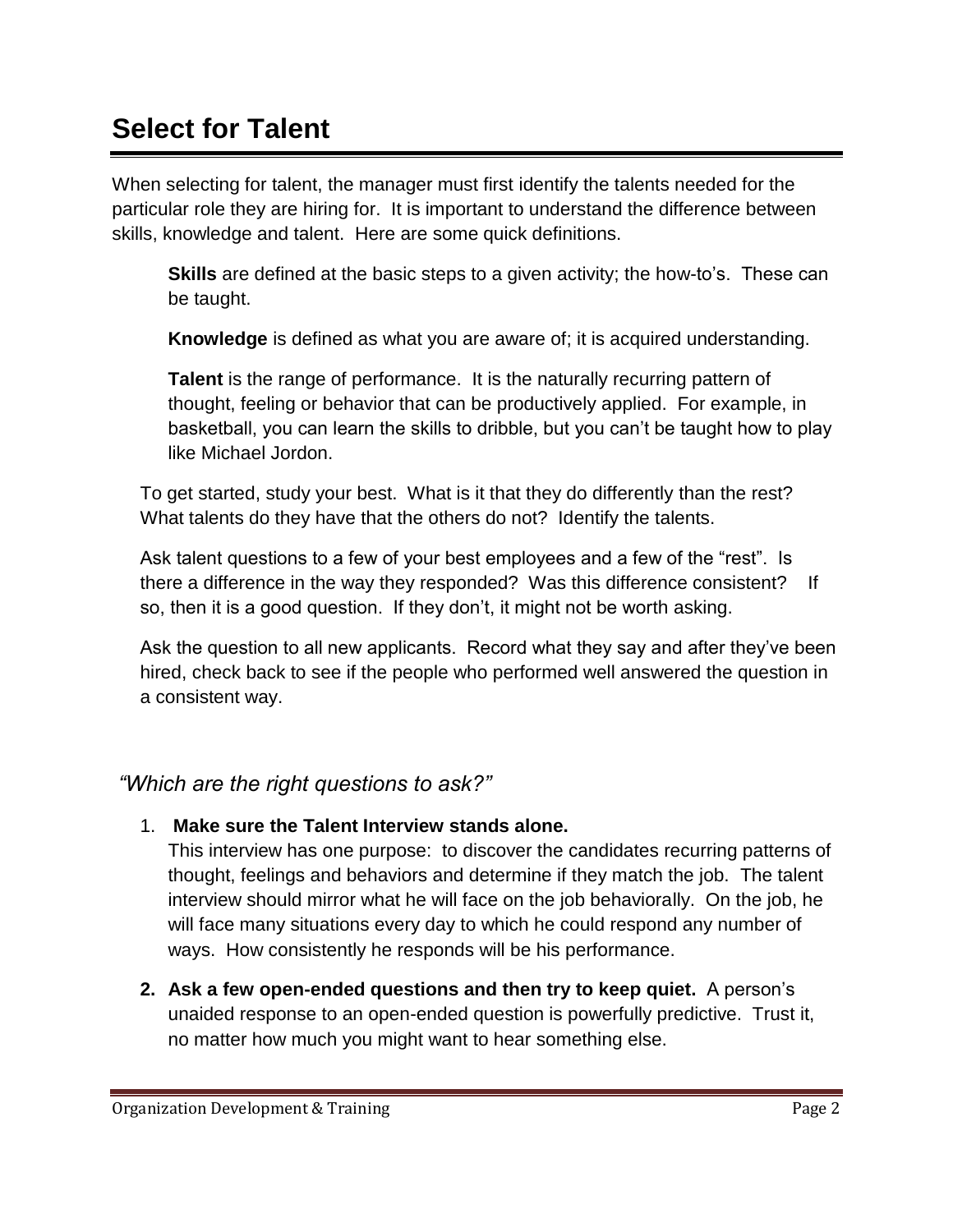# Select for Talent

When selecting for talent, the manager must first identify the talents needed for the particular role they are hiring for. It is important to understand the difference between skills, knowledge and talent. Here are some quick definitions.

> **Skills** are defined at the basic steps to a given activity; the how-to's. These can be taught.
>
> **Knowledge** is defined as what you are aware of; it is acquired understanding.
>
> **Talent** is the range of performance. It is the naturally recurring pattern of thought, feeling or behavior that can be productively applied. For example, in basketball, you can learn the skills to dribble, but you can't be taught how to play like Michael Jordon.

To get started, study your best. What is it that they do differently than the rest? What talents do they have that the others do not? Identify the talents.

Ask talent questions to a few of your best employees and a few of the "rest". Is there a difference in the way they responded? Was this difference consistent? If so, then it is a good question. If they don't, it might not be worth asking.

Ask the question to all new applicants. Record what they say and after they've been hired, check back to see if the people who performed well answered the question in a consistent way.

## *"Which are the right questions to ask?"*

1. **Make sure the Talent Interview stands alone.**
   This interview has one purpose: to discover the candidates recurring patterns of thought, feelings and behaviors and determine if they match the job. The talent interview should mirror what he will face on the job behaviorally. On the job, he will face many situations every day to which he could respond any number of ways. How consistently he responds will be his performance.

2. **Ask a few open-ended questions and then try to keep quiet.** A person's unaided response to an open-ended question is powerfully predictive. Trust it, no matter how much you might want to hear something else.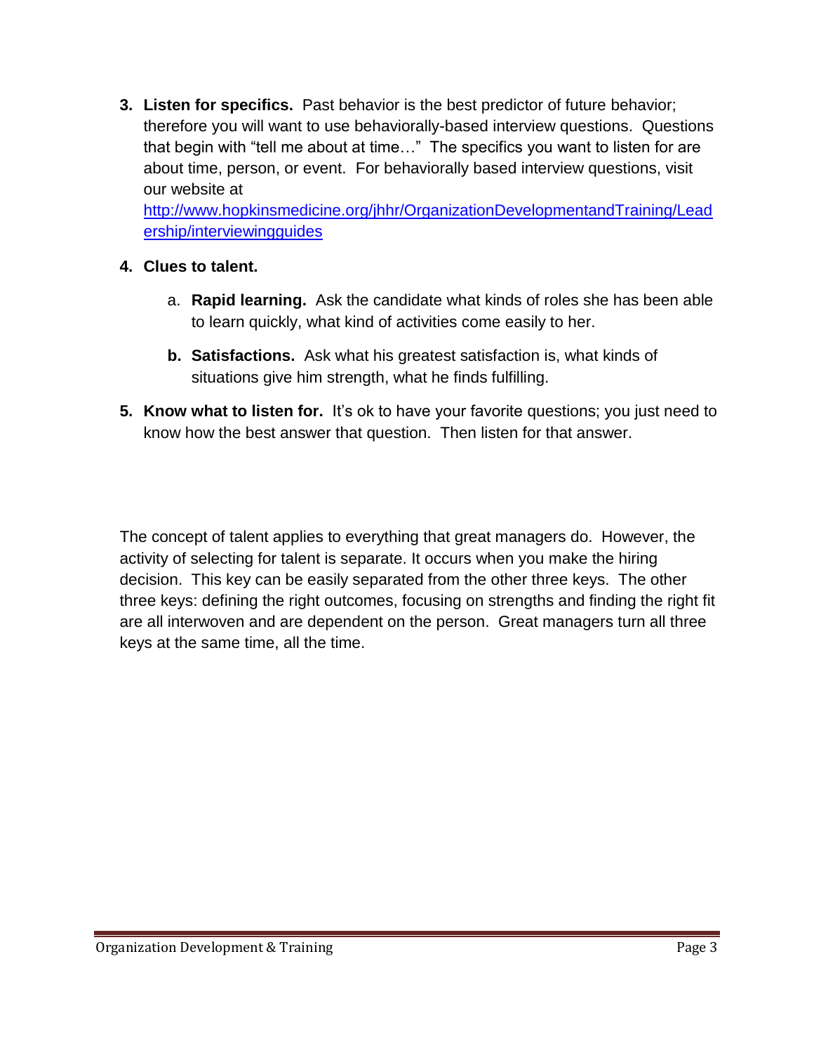3. **Listen for specifics.** Past behavior is the best predictor of future behavior; therefore you will want to use behaviorally-based interview questions. Questions that begin with "tell me about at time…" The specifics you want to listen for are about time, person, or event. For behaviorally based interview questions, visit our website at http://www.hopkinsmedicine.org/jhhr/OrganizationDevelopmentandTraining/Leadership/interviewingguides

4. **Clues to talent.**

   a. **Rapid learning.** Ask the candidate what kinds of roles she has been able to learn quickly, what kind of activities come easily to her.

   b. **Satisfactions.** Ask what his greatest satisfaction is, what kinds of situations give him strength, what he finds fulfilling.

5. **Know what to listen for.** It's ok to have your favorite questions; you just need to know how the best answer that question. Then listen for that answer.

The concept of talent applies to everything that great managers do. However, the activity of selecting for talent is separate. It occurs when you make the hiring decision. This key can be easily separated from the other three keys. The other three keys: defining the right outcomes, focusing on strengths and finding the right fit are all interwoven and are dependent on the person. Great managers turn all three keys at the same time, all the time.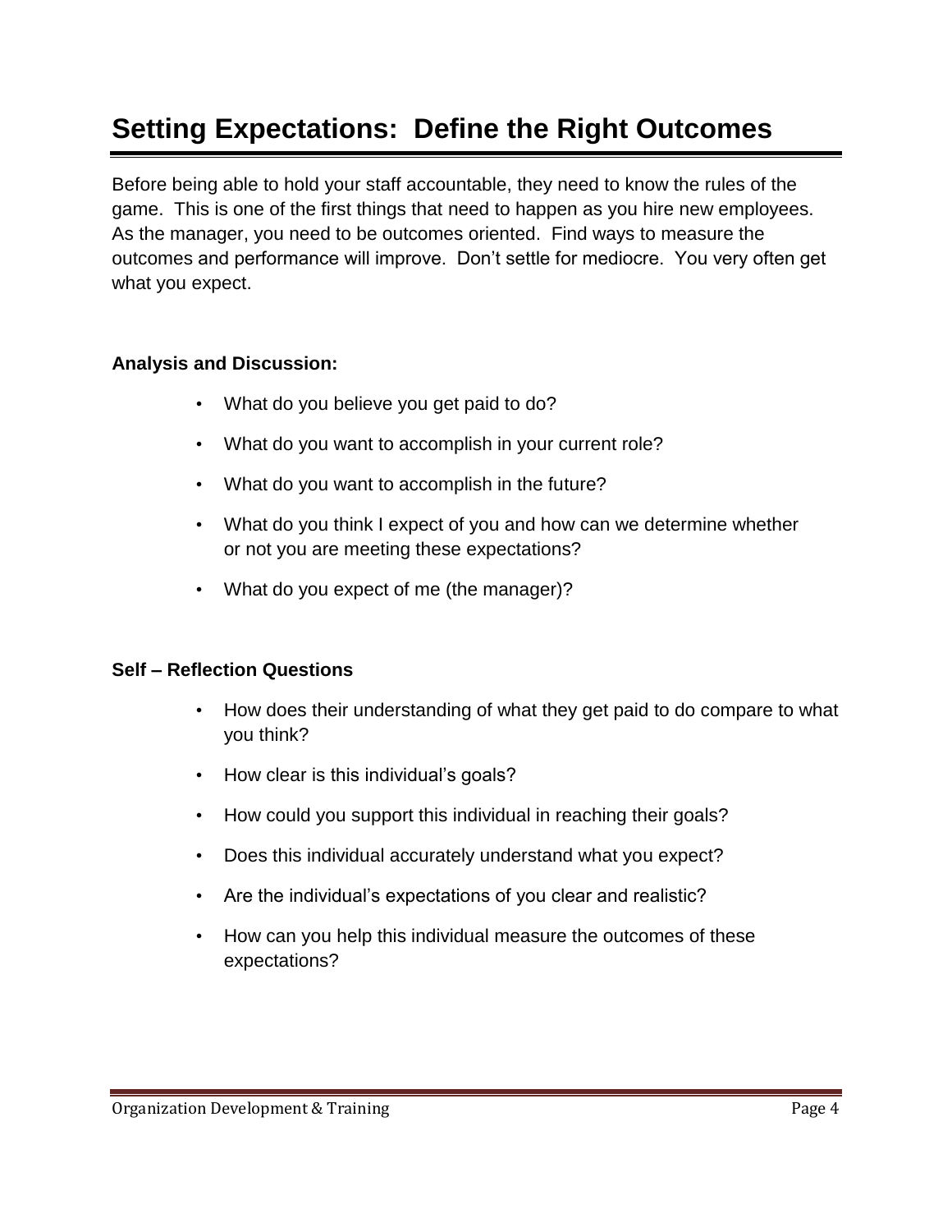# Setting Expectations: Define the Right Outcomes

Before being able to hold your staff accountable, they need to know the rules of the game. This is one of the first things that need to happen as you hire new employees. As the manager, you need to be outcomes oriented. Find ways to measure the outcomes and performance will improve. Don't settle for mediocre. You very often get what you expect.

**Analysis and Discussion:**

- What do you believe you get paid to do?
- What do you want to accomplish in your current role?
- What do you want to accomplish in the future?
- What do you think I expect of you and how can we determine whether or not you are meeting these expectations?
- What do you expect of me (the manager)?

**Self – Reflection Questions**

- How does their understanding of what they get paid to do compare to what you think?
- How clear is this individual's goals?
- How could you support this individual in reaching their goals?
- Does this individual accurately understand what you expect?
- Are the individual's expectations of you clear and realistic?
- How can you help this individual measure the outcomes of these expectations?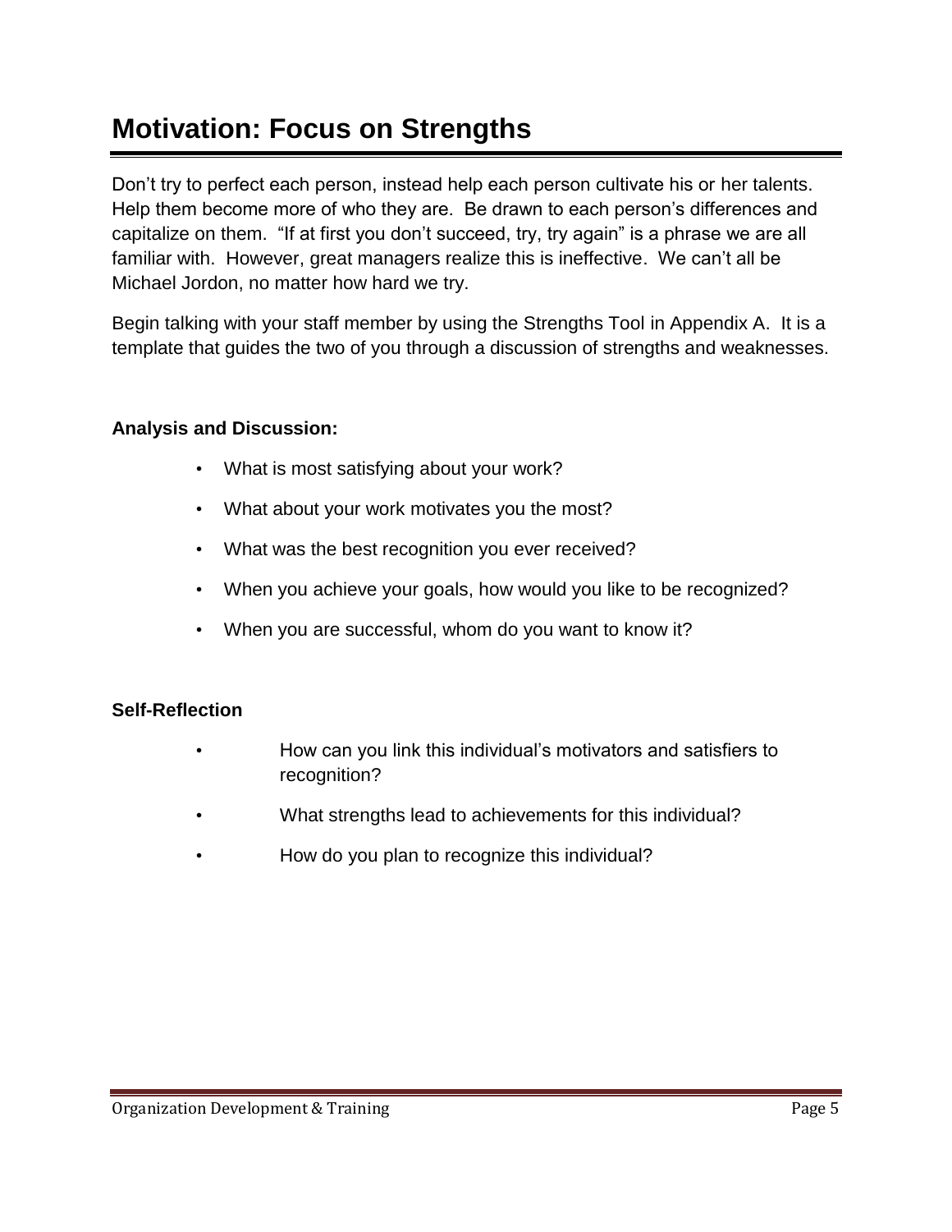# Motivation: Focus on Strengths

Don't try to perfect each person, instead help each person cultivate his or her talents. Help them become more of who they are. Be drawn to each person's differences and capitalize on them. "If at first you don't succeed, try, try again" is a phrase we are all familiar with. However, great managers realize this is ineffective. We can't all be Michael Jordon, no matter how hard we try.

Begin talking with your staff member by using the Strengths Tool in Appendix A. It is a template that guides the two of you through a discussion of strengths and weaknesses.

**Analysis and Discussion:**

- What is most satisfying about your work?
- What about your work motivates you the most?
- What was the best recognition you ever received?
- When you achieve your goals, how would you like to be recognized?
- When you are successful, whom do you want to know it?

**Self-Reflection**

- How can you link this individual's motivators and satisfiers to recognition?
- What strengths lead to achievements for this individual?
- How do you plan to recognize this individual?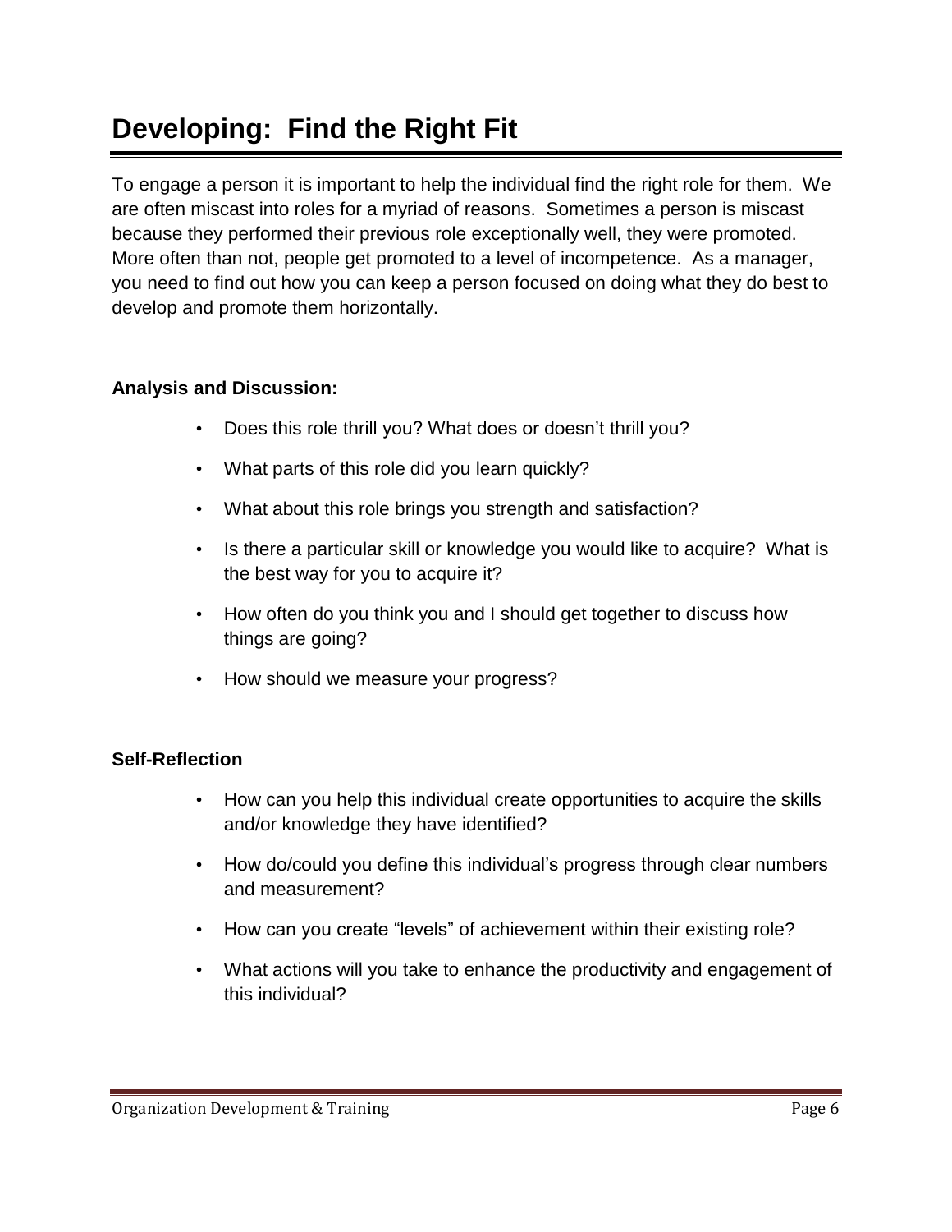# Developing: Find the Right Fit

To engage a person it is important to help the individual find the right role for them. We are often miscast into roles for a myriad of reasons. Sometimes a person is miscast because they performed their previous role exceptionally well, they were promoted. More often than not, people get promoted to a level of incompetence. As a manager, you need to find out how you can keep a person focused on doing what they do best to develop and promote them horizontally.

**Analysis and Discussion:**

- Does this role thrill you? What does or doesn't thrill you?
- What parts of this role did you learn quickly?
- What about this role brings you strength and satisfaction?
- Is there a particular skill or knowledge you would like to acquire? What is the best way for you to acquire it?
- How often do you think you and I should get together to discuss how things are going?
- How should we measure your progress?

**Self-Reflection**

- How can you help this individual create opportunities to acquire the skills and/or knowledge they have identified?
- How do/could you define this individual's progress through clear numbers and measurement?
- How can you create "levels" of achievement within their existing role?
- What actions will you take to enhance the productivity and engagement of this individual?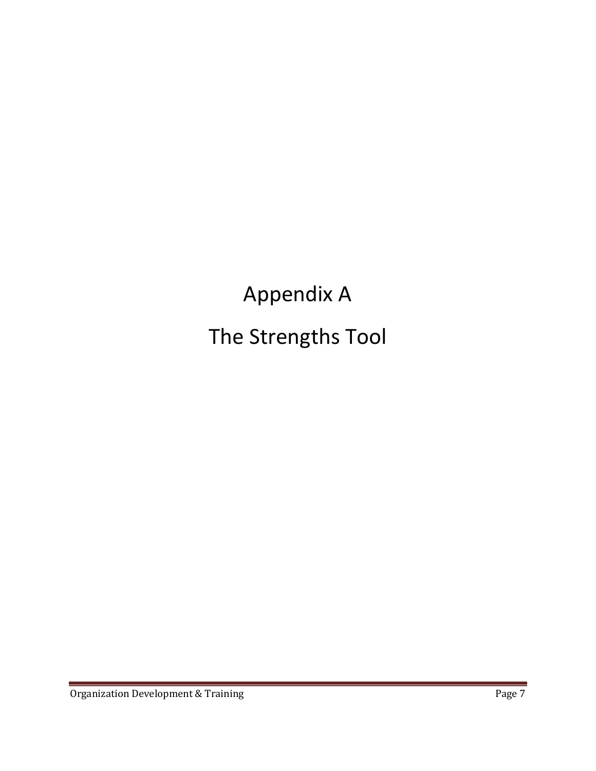# Appendix A

# The Strengths Tool